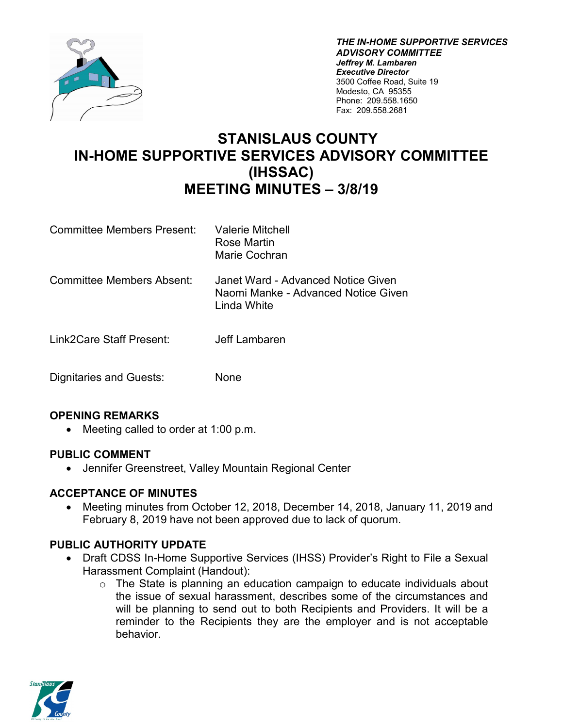***THE IN-HOME SUPPORTIVE SERVICES ADVISORY COMMITTEE***
***Jeffrey M. Lambaren***
***Executive Director***
3500 Coffee Road, Suite 19
Modesto, CA 95355
Phone: 209.558.1650
Fax: 209.558.2681

# STANISLAUS COUNTY IN-HOME SUPPORTIVE SERVICES ADVISORY COMMITTEE (IHSSAC) MEETING MINUTES – 3/8/19

| | |
|---|---|
| Committee Members Present: | Valerie Mitchell<br>Rose Martin<br>Marie Cochran |
| Committee Members Absent: | Janet Ward - Advanced Notice Given<br>Naomi Manke - Advanced Notice Given<br>Linda White |
| Link2Care Staff Present: | Jeff Lambaren |
| Dignitaries and Guests: | None |

## OPENING REMARKS

- Meeting called to order at 1:00 p.m.

## PUBLIC COMMENT

- Jennifer Greenstreet, Valley Mountain Regional Center

## ACCEPTANCE OF MINUTES

- Meeting minutes from October 12, 2018, December 14, 2018, January 11, 2019 and February 8, 2019 have not been approved due to lack of quorum.

## PUBLIC AUTHORITY UPDATE

- Draft CDSS In-Home Supportive Services (IHSS) Provider's Right to File a Sexual Harassment Complaint (Handout):
  - The State is planning an education campaign to educate individuals about the issue of sexual harassment, describes some of the circumstances and will be planning to send out to both Recipients and Providers. It will be a reminder to the Recipients they are the employer and is not acceptable behavior.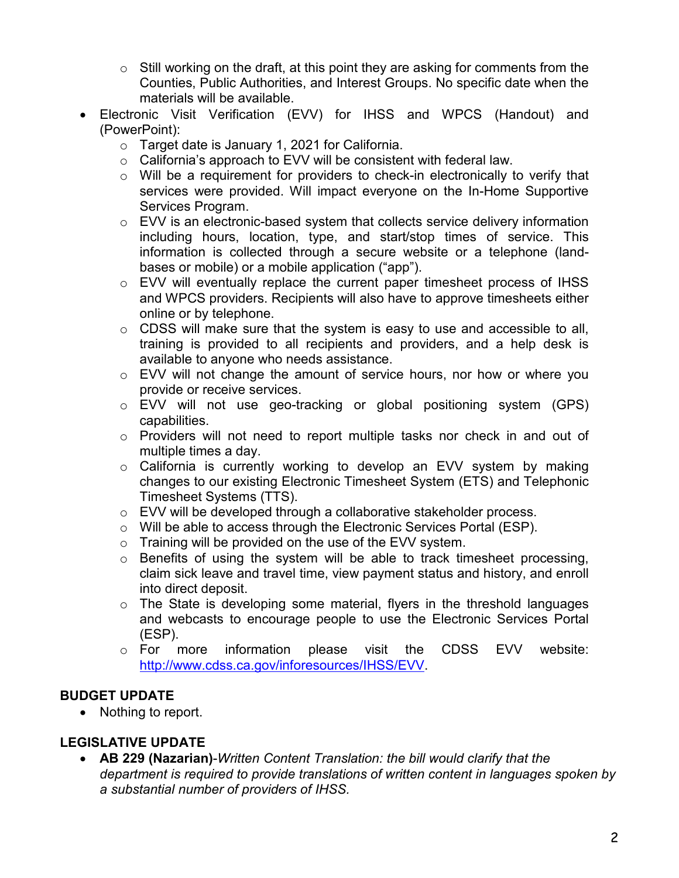- Still working on the draft, at this point they are asking for comments from the Counties, Public Authorities, and Interest Groups. No specific date when the materials will be available.
- Electronic Visit Verification (EVV) for IHSS and WPCS (Handout) and (PowerPoint):
    - Target date is January 1, 2021 for California.
    - California's approach to EVV will be consistent with federal law.
    - Will be a requirement for providers to check-in electronically to verify that services were provided. Will impact everyone on the In-Home Supportive Services Program.
    - EVV is an electronic-based system that collects service delivery information including hours, location, type, and start/stop times of service. This information is collected through a secure website or a telephone (land-bases or mobile) or a mobile application ("app").
    - EVV will eventually replace the current paper timesheet process of IHSS and WPCS providers. Recipients will also have to approve timesheets either online or by telephone.
    - CDSS will make sure that the system is easy to use and accessible to all, training is provided to all recipients and providers, and a help desk is available to anyone who needs assistance.
    - EVV will not change the amount of service hours, nor how or where you provide or receive services.
    - EVV will not use geo-tracking or global positioning system (GPS) capabilities.
    - Providers will not need to report multiple tasks nor check in and out of multiple times a day.
    - California is currently working to develop an EVV system by making changes to our existing Electronic Timesheet System (ETS) and Telephonic Timesheet Systems (TTS).
    - EVV will be developed through a collaborative stakeholder process.
    - Will be able to access through the Electronic Services Portal (ESP).
    - Training will be provided on the use of the EVV system.
    - Benefits of using the system will be able to track timesheet processing, claim sick leave and travel time, view payment status and history, and enroll into direct deposit.
    - The State is developing some material, flyers in the threshold languages and webcasts to encourage people to use the Electronic Services Portal (ESP).
    - For more information please visit the CDSS EVV website: http://www.cdss.ca.gov/inforesources/IHSS/EVV.

**BUDGET UPDATE**

- Nothing to report.

**LEGISLATIVE UPDATE**

- **AB 229 (Nazarian)**-*Written Content Translation: the bill would clarify that the department is required to provide translations of written content in languages spoken by a substantial number of providers of IHSS.*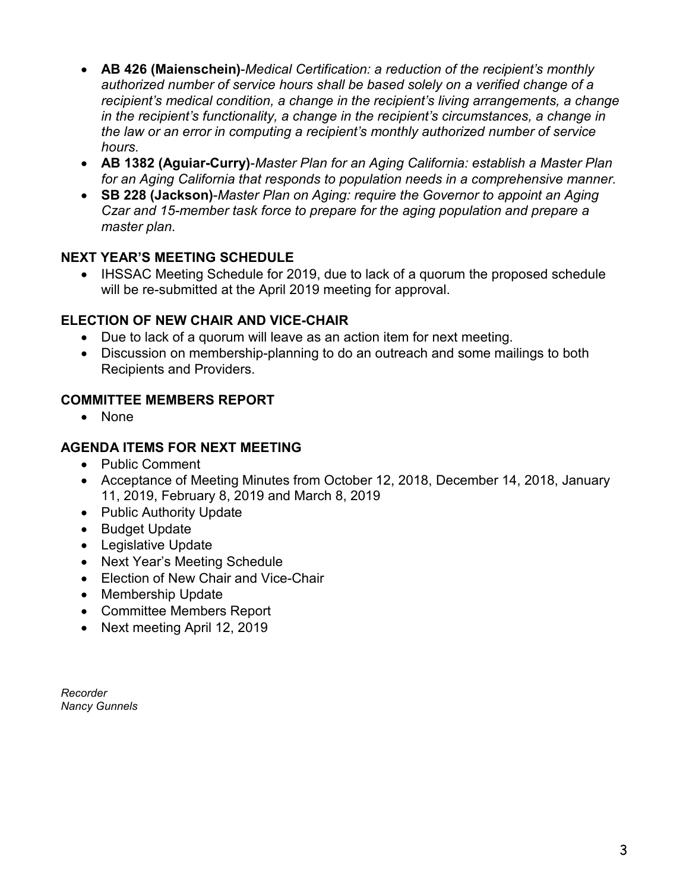- **AB 426 (Maienschein)**-*Medical Certification: a reduction of the recipient's monthly authorized number of service hours shall be based solely on a verified change of a recipient's medical condition, a change in the recipient's living arrangements, a change in the recipient's functionality, a change in the recipient's circumstances, a change in the law or an error in computing a recipient's monthly authorized number of service hours.*
- **AB 1382 (Aguiar-Curry)**-*Master Plan for an Aging California: establish a Master Plan for an Aging California that responds to population needs in a comprehensive manner.*
- **SB 228 (Jackson)**-*Master Plan on Aging: require the Governor to appoint an Aging Czar and 15-member task force to prepare for the aging population and prepare a master plan.*

**NEXT YEAR'S MEETING SCHEDULE**

- IHSSAC Meeting Schedule for 2019, due to lack of a quorum the proposed schedule will be re-submitted at the April 2019 meeting for approval.

**ELECTION OF NEW CHAIR AND VICE-CHAIR**

- Due to lack of a quorum will leave as an action item for next meeting.
- Discussion on membership-planning to do an outreach and some mailings to both Recipients and Providers.

**COMMITTEE MEMBERS REPORT**

- None

**AGENDA ITEMS FOR NEXT MEETING**

- Public Comment
- Acceptance of Meeting Minutes from October 12, 2018, December 14, 2018, January 11, 2019, February 8, 2019 and March 8, 2019
- Public Authority Update
- Budget Update
- Legislative Update
- Next Year's Meeting Schedule
- Election of New Chair and Vice-Chair
- Membership Update
- Committee Members Report
- Next meeting April 12, 2019

*Recorder*
*Nancy Gunnels*